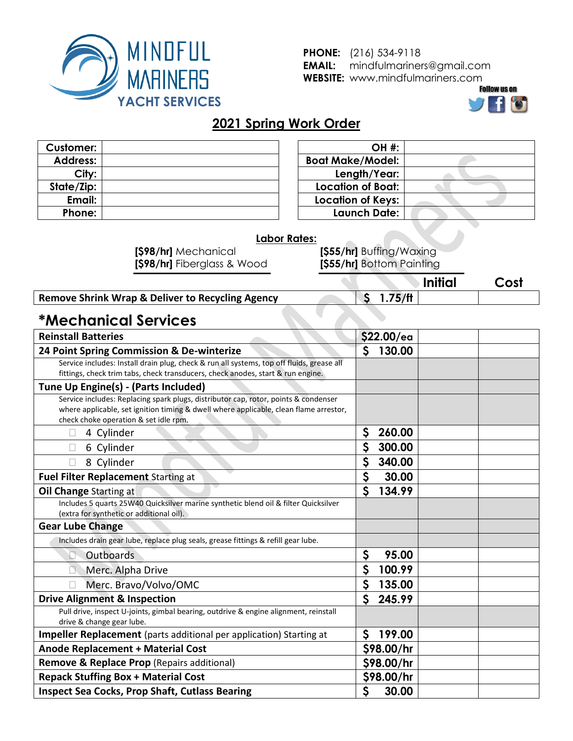MINDFUL MARINERS YACHT SERVICES

**PHONE:** (216) 534-9118
**EMAIL:** mindfulmariners@gmail.com
**WEBSITE:** www.mindfulmariners.com

Follow us on

## 2021 Spring Work Order

| | |
|---|---|
| **Customer:** | |
| **Address:** | |
| **City:** | |
| **State/Zip:** | |
| **Email:** | |
| **Phone:** | |

| | |
|---|---|
| **OH #:** | |
| **Boat Make/Model:** | |
| **Length/Year:** | |
| **Location of Boat:** | |
| **Location of Keys:** | |
| **Launch Date:** | |

**Labor Rates:**

**[$98/hr]** Mechanical
**[$98/hr]** Fiberglass & Wood
**[$55/hr]** Buffing/Waxing
**[$55/hr]** Bottom Painting

| | | Initial | Cost |
|---|---|---|---|
| **Remove Shrink Wrap & Deliver to Recycling Agency** | $ 1.75/ft | | |

## *Mechanical Services

| | | Initial | Cost |
|---|---|---|---|
| **Reinstall Batteries** | $22.00/ea | | |
| **24 Point Spring Commission & De-winterize** | $ 130.00 | | |
| Service includes: Install drain plug, check & run all systems, top off fluids, grease all fittings, check trim tabs, check transducers, check anodes, start & run engine. | | | |
| **Tune Up Engine(s) - (Parts Included)** | | | |
| Service includes: Replacing spark plugs, distributor cap, rotor, points & condenser where applicable, set ignition timing & dwell where applicable, clean flame arrestor, check choke operation & set idle rpm. | | | |
| ☐ 4 Cylinder | $ 260.00 | | |
| ☐ 6 Cylinder | $ 300.00 | | |
| ☐ 8 Cylinder | $ 340.00 | | |
| **Fuel Filter Replacement** Starting at | $ 30.00 | | |
| **Oil Change** Starting at | $ 134.99 | | |
| Includes 5 quarts 25W40 Quicksilver marine synthetic blend oil & filter Quicksilver (extra for synthetic or additional oil). | | | |
| **Gear Lube Change** | | | |
| Includes drain gear lube, replace plug seals, grease fittings & refill gear lube. | | | |
| ☐ Outboards | $ 95.00 | | |
| ☐ Merc. Alpha Drive | $ 100.99 | | |
| ☐ Merc. Bravo/Volvo/OMC | $ 135.00 | | |
| **Drive Alignment & Inspection** | $ 245.99 | | |
| Pull drive, inspect U-joints, gimbal bearing, outdrive & engine alignment, reinstall drive & change gear lube. | | | |
| **Impeller Replacement** (parts additional per application) Starting at | $ 199.00 | | |
| **Anode Replacement + Material Cost** | $98.00/hr | | |
| **Remove & Replace Prop** (Repairs additional) | $98.00/hr | | |
| **Repack Stuffing Box + Material Cost** | $98.00/hr | | |
| **Inspect Sea Cocks, Prop Shaft, Cutlass Bearing** | $ 30.00 | | |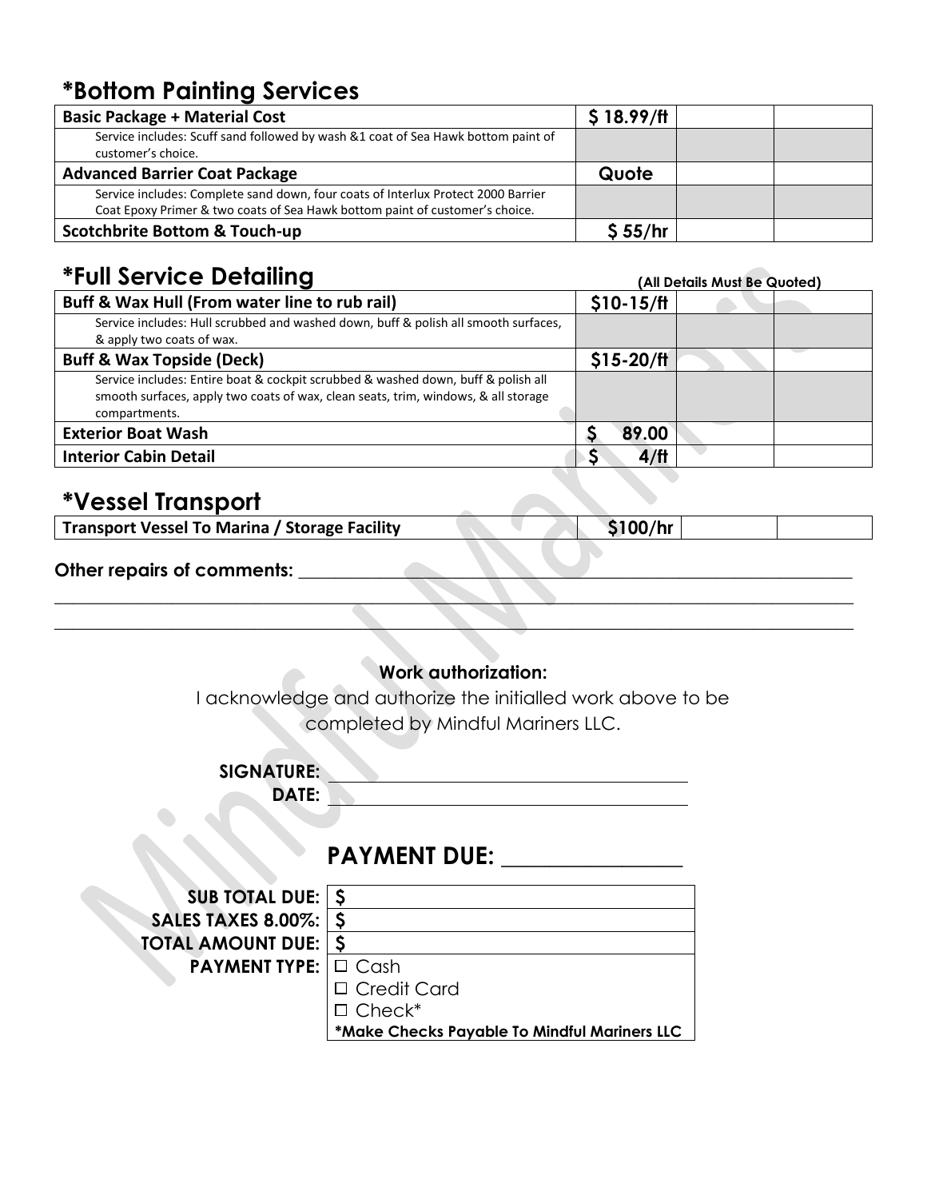## *Bottom Painting Services

| | | | |
|---|---|---|---|
| **Basic Package + Material Cost** | **$ 18.99/ft** | | |
| Service includes: Scuff sand followed by wash &1 coat of Sea Hawk bottom paint of customer's choice. | | | |
| **Advanced Barrier Coat Package** | **Quote** | | |
| Service includes: Complete sand down, four coats of Interlux Protect 2000 Barrier Coat Epoxy Primer & two coats of Sea Hawk bottom paint of customer's choice. | | | |
| **Scotchbrite Bottom & Touch-up** | **$ 55/hr** | | |

## *Full Service Detailing

**(All Details Must Be Quoted)**

| | | | |
|---|---|---|---|
| **Buff & Wax Hull (From water line to rub rail)** | **$10-15/ft** | | |
| Service includes: Hull scrubbed and washed down, buff & polish all smooth surfaces, & apply two coats of wax. | | | |
| **Buff & Wax Topside (Deck)** | **$15-20/ft** | | |
| Service includes: Entire boat & cockpit scrubbed & washed down, buff & polish all smooth surfaces, apply two coats of wax, clean seats, trim, windows, & all storage compartments. | | | |
| **Exterior Boat Wash** | **$ 89.00** | | |
| **Interior Cabin Detail** | **$ 4/ft** | | |

## *Vessel Transport

| | | | |
|---|---|---|---|
| **Transport Vessel To Marina / Storage Facility** | **$100/hr** | | |

**Other repairs of comments:** ______________________________________________

________________________________________________________________________

________________________________________________________________________

**Work authorization:**

I acknowledge and authorize the initialled work above to be completed by Mindful Mariners LLC.

**SIGNATURE:** ______________________________

**DATE:** ______________________________

## PAYMENT DUE: ________________

| | |
|---|---|
| **SUB TOTAL DUE:** | **$** |
| **SALES TAXES 8.00%:** | **$** |
| **TOTAL AMOUNT DUE:** | **$** |
| **PAYMENT TYPE:** | ☐ Cash<br>☐ Credit Card<br>☐ Check*<br>**\*Make Checks Payable To Mindful Mariners LLC** |